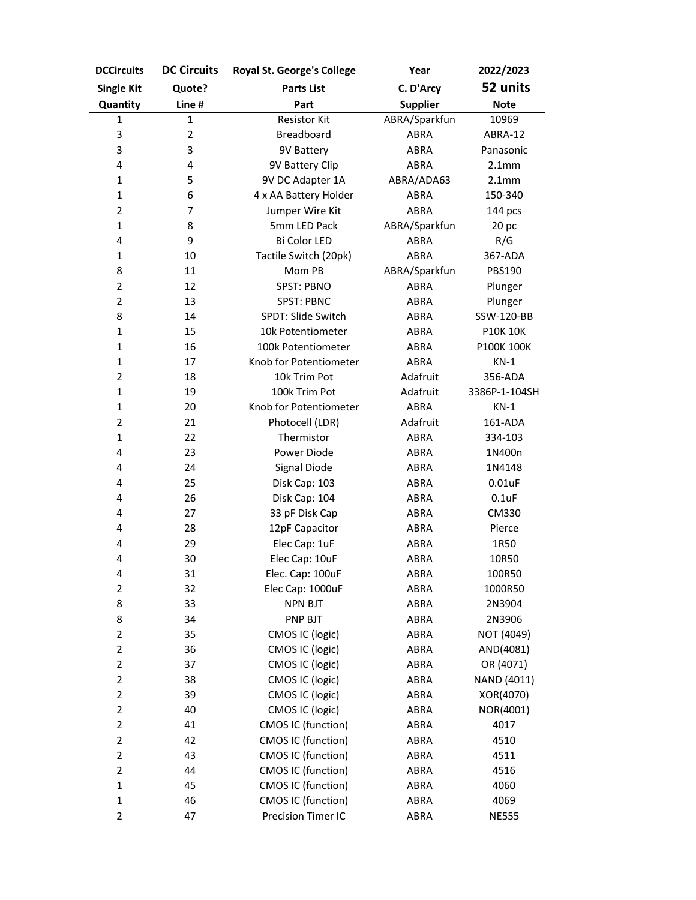| DCCircuits | DC Circuits | Royal St. George's College | Year | 2022/2023 |
|---|---|---|---|---|
| Single Kit | Quote? | Parts List | C. D'Arcy | 52 units |
| Quantity | Line # | Part | Supplier | Note |
| 1 | 1 | Resistor Kit | ABRA/Sparkfun | 10969 |
| 3 | 2 | Breadboard | ABRA | ABRA-12 |
| 3 | 3 | 9V Battery | ABRA | Panasonic |
| 4 | 4 | 9V Battery Clip | ABRA | 2.1mm |
| 1 | 5 | 9V DC Adapter 1A | ABRA/ADA63 | 2.1mm |
| 1 | 6 | 4 x AA Battery Holder | ABRA | 150-340 |
| 2 | 7 | Jumper Wire Kit | ABRA | 144 pcs |
| 1 | 8 | 5mm LED Pack | ABRA/Sparkfun | 20 pc |
| 4 | 9 | Bi Color LED | ABRA | R/G |
| 1 | 10 | Tactile Switch (20pk) | ABRA | 367-ADA |
| 8 | 11 | Mom PB | ABRA/Sparkfun | PBS190 |
| 2 | 12 | SPST: PBNO | ABRA | Plunger |
| 2 | 13 | SPST: PBNC | ABRA | Plunger |
| 8 | 14 | SPDT: Slide Switch | ABRA | SSW-120-BB |
| 1 | 15 | 10k Potentiometer | ABRA | P10K 10K |
| 1 | 16 | 100k Potentiometer | ABRA | P100K 100K |
| 1 | 17 | Knob for Potentiometer | ABRA | KN-1 |
| 2 | 18 | 10k Trim Pot | Adafruit | 356-ADA |
| 1 | 19 | 100k Trim Pot | Adafruit | 3386P-1-104SH |
| 1 | 20 | Knob for Potentiometer | ABRA | KN-1 |
| 2 | 21 | Photocell (LDR) | Adafruit | 161-ADA |
| 1 | 22 | Thermistor | ABRA | 334-103 |
| 4 | 23 | Power Diode | ABRA | 1N400n |
| 4 | 24 | Signal Diode | ABRA | 1N4148 |
| 4 | 25 | Disk Cap: 103 | ABRA | 0.01uF |
| 4 | 26 | Disk Cap: 104 | ABRA | 0.1uF |
| 4 | 27 | 33 pF Disk Cap | ABRA | CM330 |
| 4 | 28 | 12pF Capacitor | ABRA | Pierce |
| 4 | 29 | Elec Cap: 1uF | ABRA | 1R50 |
| 4 | 30 | Elec Cap: 10uF | ABRA | 10R50 |
| 4 | 31 | Elec. Cap: 100uF | ABRA | 100R50 |
| 2 | 32 | Elec Cap: 1000uF | ABRA | 1000R50 |
| 8 | 33 | NPN BJT | ABRA | 2N3904 |
| 8 | 34 | PNP BJT | ABRA | 2N3906 |
| 2 | 35 | CMOS IC (logic) | ABRA | NOT (4049) |
| 2 | 36 | CMOS IC (logic) | ABRA | AND(4081) |
| 2 | 37 | CMOS IC (logic) | ABRA | OR (4071) |
| 2 | 38 | CMOS IC (logic) | ABRA | NAND (4011) |
| 2 | 39 | CMOS IC (logic) | ABRA | XOR(4070) |
| 2 | 40 | CMOS IC (logic) | ABRA | NOR(4001) |
| 2 | 41 | CMOS IC (function) | ABRA | 4017 |
| 2 | 42 | CMOS IC (function) | ABRA | 4510 |
| 2 | 43 | CMOS IC (function) | ABRA | 4511 |
| 2 | 44 | CMOS IC (function) | ABRA | 4516 |
| 1 | 45 | CMOS IC (function) | ABRA | 4060 |
| 1 | 46 | CMOS IC (function) | ABRA | 4069 |
| 2 | 47 | Precision Timer IC | ABRA | NE555 |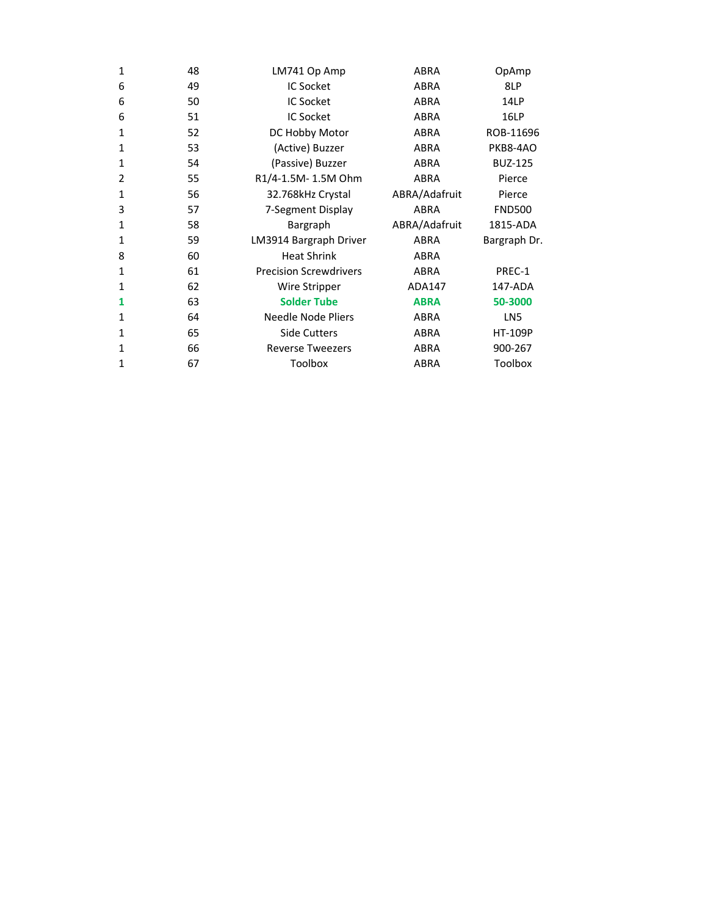| | | | | |
|---|---|---|---|---|
| 1 | 48 | LM741 Op Amp | ABRA | OpAmp |
| 6 | 49 | IC Socket | ABRA | 8LP |
| 6 | 50 | IC Socket | ABRA | 14LP |
| 6 | 51 | IC Socket | ABRA | 16LP |
| 1 | 52 | DC Hobby Motor | ABRA | ROB-11696 |
| 1 | 53 | (Active) Buzzer | ABRA | PKB8-4AO |
| 1 | 54 | (Passive) Buzzer | ABRA | BUZ-125 |
| 2 | 55 | R1/4-1.5M- 1.5M Ohm | ABRA | Pierce |
| 1 | 56 | 32.768kHz Crystal | ABRA/Adafruit | Pierce |
| 3 | 57 | 7-Segment Display | ABRA | FND500 |
| 1 | 58 | Bargraph | ABRA/Adafruit | 1815-ADA |
| 1 | 59 | LM3914 Bargraph Driver | ABRA | Bargraph Dr. |
| 8 | 60 | Heat Shrink | ABRA | |
| 1 | 61 | Precision Screwdrivers | ABRA | PREC-1 |
| 1 | 62 | Wire Stripper | ADA147 | 147-ADA |
| **1** | 63 | **Solder Tube** | **ABRA** | **50-3000** |
| 1 | 64 | Needle Node Pliers | ABRA | LN5 |
| 1 | 65 | Side Cutters | ABRA | HT-109P |
| 1 | 66 | Reverse Tweezers | ABRA | 900-267 |
| 1 | 67 | Toolbox | ABRA | Toolbox |